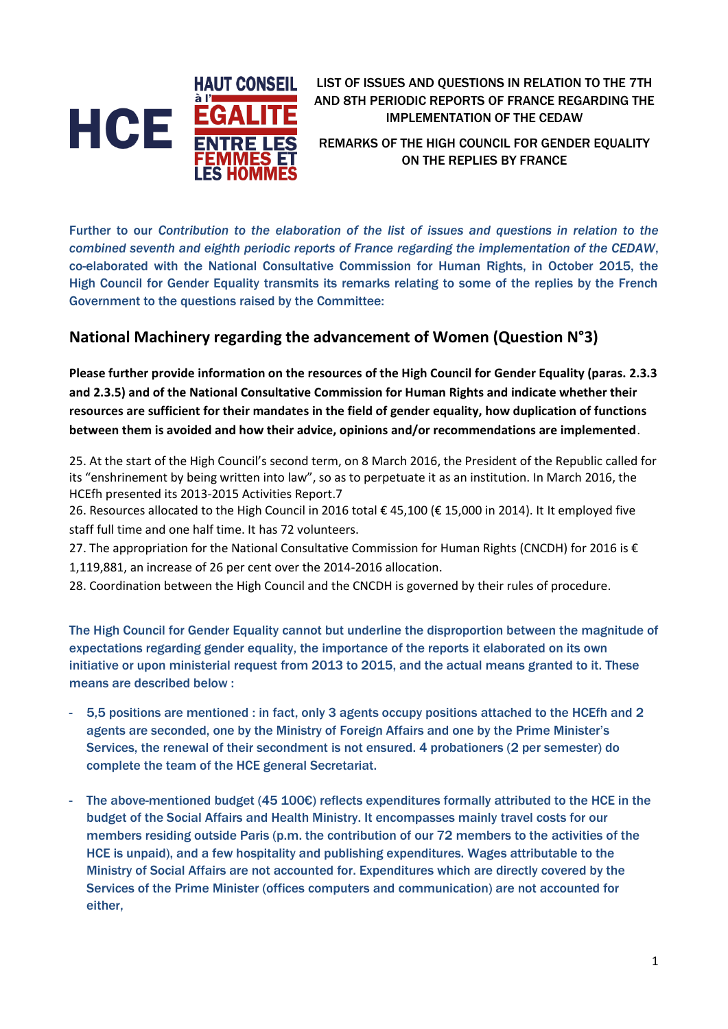HCE HAUT CONSEIL à l'EGALITE ENTRE LES FEMMES ET LES HOMMES

LIST OF ISSUES AND QUESTIONS IN RELATION TO THE 7TH AND 8TH PERIODIC REPORTS OF FRANCE REGARDING THE IMPLEMENTATION OF THE CEDAW

REMARKS OF THE HIGH COUNCIL FOR GENDER EQUALITY ON THE REPLIES BY FRANCE

Further to our *Contribution to the elaboration of the list of issues and questions in relation to the combined seventh and eighth periodic reports of France regarding the implementation of the CEDAW*, co-elaborated with the National Consultative Commission for Human Rights, in October 2015, the High Council for Gender Equality transmits its remarks relating to some of the replies by the French Government to the questions raised by the Committee:

## National Machinery regarding the advancement of Women (Question N°3)

**Please further provide information on the resources of the High Council for Gender Equality (paras. 2.3.3 and 2.3.5) and of the National Consultative Commission for Human Rights and indicate whether their resources are sufficient for their mandates in the field of gender equality, how duplication of functions between them is avoided and how their advice, opinions and/or recommendations are implemented**.

25. At the start of the High Council's second term, on 8 March 2016, the President of the Republic called for its "enshrinement by being written into law", so as to perpetuate it as an institution. In March 2016, the HCEfh presented its 2013-2015 Activities Report.7

26. Resources allocated to the High Council in 2016 total € 45,100 (€ 15,000 in 2014). It It employed five staff full time and one half time. It has 72 volunteers.

27. The appropriation for the National Consultative Commission for Human Rights (CNCDH) for 2016 is € 1,119,881, an increase of 26 per cent over the 2014-2016 allocation.

28. Coordination between the High Council and the CNCDH is governed by their rules of procedure.

The High Council for Gender Equality cannot but underline the disproportion between the magnitude of expectations regarding gender equality, the importance of the reports it elaborated on its own initiative or upon ministerial request from 2013 to 2015, and the actual means granted to it. These means are described below :

- 5,5 positions are mentioned : in fact, only 3 agents occupy positions attached to the HCEfh and 2 agents are seconded, one by the Ministry of Foreign Affairs and one by the Prime Minister's Services, the renewal of their secondment is not ensured. 4 probationers (2 per semester) do complete the team of the HCE general Secretariat.

- The above-mentioned budget (45 100€) reflects expenditures formally attributed to the HCE in the budget of the Social Affairs and Health Ministry. It encompasses mainly travel costs for our members residing outside Paris (p.m. the contribution of our 72 members to the activities of the HCE is unpaid), and a few hospitality and publishing expenditures. Wages attributable to the Ministry of Social Affairs are not accounted for. Expenditures which are directly covered by the Services of the Prime Minister (offices computers and communication) are not accounted for either,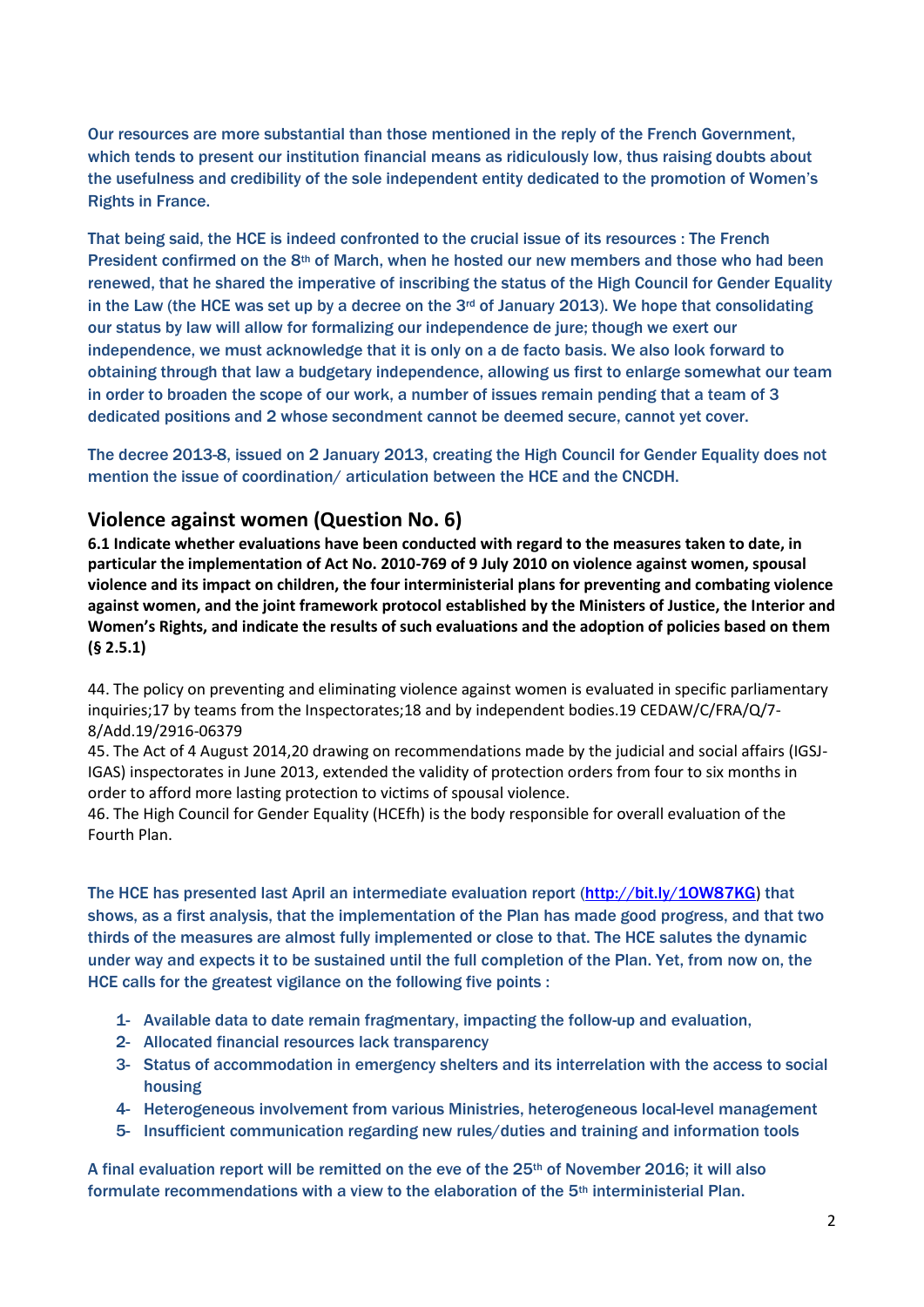Our resources are more substantial than those mentioned in the reply of the French Government, which tends to present our institution financial means as ridiculously low, thus raising doubts about the usefulness and credibility of the sole independent entity dedicated to the promotion of Women's Rights in France.

That being said, the HCE is indeed confronted to the crucial issue of its resources : The French President confirmed on the 8th of March, when he hosted our new members and those who had been renewed, that he shared the imperative of inscribing the status of the High Council for Gender Equality in the Law (the HCE was set up by a decree on the 3rd of January 2013). We hope that consolidating our status by law will allow for formalizing our independence de jure; though we exert our independence, we must acknowledge that it is only on a de facto basis. We also look forward to obtaining through that law a budgetary independence, allowing us first to enlarge somewhat our team in order to broaden the scope of our work, a number of issues remain pending that a team of 3 dedicated positions and 2 whose secondment cannot be deemed secure, cannot yet cover.

The decree 2013-8, issued on 2 January 2013, creating the High Council for Gender Equality does not mention the issue of coordination/ articulation between the HCE and the CNCDH.

## Violence against women (Question No. 6)

**6.1 Indicate whether evaluations have been conducted with regard to the measures taken to date, in particular the implementation of Act No. 2010-769 of 9 July 2010 on violence against women, spousal violence and its impact on children, the four interministerial plans for preventing and combating violence against women, and the joint framework protocol established by the Ministers of Justice, the Interior and Women's Rights, and indicate the results of such evaluations and the adoption of policies based on them (§ 2.5.1)**

44. The policy on preventing and eliminating violence against women is evaluated in specific parliamentary inquiries;17 by teams from the Inspectorates;18 and by independent bodies.19 CEDAW/C/FRA/Q/7-8/Add.19/2916-06379
45. The Act of 4 August 2014,20 drawing on recommendations made by the judicial and social affairs (IGSJ-IGAS) inspectorates in June 2013, extended the validity of protection orders from four to six months in order to afford more lasting protection to victims of spousal violence.
46. The High Council for Gender Equality (HCEfh) is the body responsible for overall evaluation of the Fourth Plan.

The HCE has presented last April an intermediate evaluation report (http://bit.ly/1OW87KG) that shows, as a first analysis, that the implementation of the Plan has made good progress, and that two thirds of the measures are almost fully implemented or close to that. The HCE salutes the dynamic under way and expects it to be sustained until the full completion of the Plan. Yet, from now on, the HCE calls for the greatest vigilance on the following five points :

1- Available data to date remain fragmentary, impacting the follow-up and evaluation,
2- Allocated financial resources lack transparency
3- Status of accommodation in emergency shelters and its interrelation with the access to social housing
4- Heterogeneous involvement from various Ministries, heterogeneous local-level management
5- Insufficient communication regarding new rules/duties and training and information tools

A final evaluation report will be remitted on the eve of the 25th of November 2016; it will also formulate recommendations with a view to the elaboration of the 5th interministerial Plan.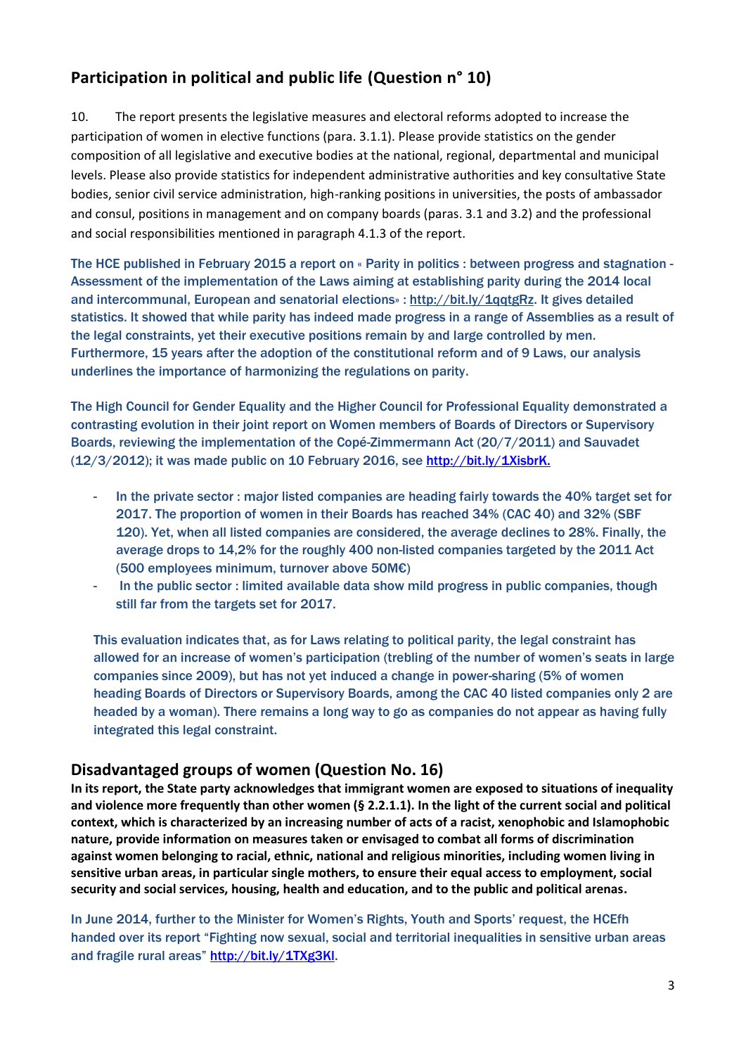## Participation in political and public life (Question n° 10)

10. The report presents the legislative measures and electoral reforms adopted to increase the participation of women in elective functions (para. 3.1.1). Please provide statistics on the gender composition of all legislative and executive bodies at the national, regional, departmental and municipal levels. Please also provide statistics for independent administrative authorities and key consultative State bodies, senior civil service administration, high-ranking positions in universities, the posts of ambassador and consul, positions in management and on company boards (paras. 3.1 and 3.2) and the professional and social responsibilities mentioned in paragraph 4.1.3 of the report.

The HCE published in February 2015 a report on « Parity in politics : between progress and stagnation - Assessment of the implementation of the Laws aiming at establishing parity during the 2014 local and intercommunal, European and senatorial elections» : http://bit.ly/1qqtgRz. It gives detailed statistics. It showed that while parity has indeed made progress in a range of Assemblies as a result of the legal constraints, yet their executive positions remain by and large controlled by men. Furthermore, 15 years after the adoption of the constitutional reform and of 9 Laws, our analysis underlines the importance of harmonizing the regulations on parity.

The High Council for Gender Equality and the Higher Council for Professional Equality demonstrated a contrasting evolution in their joint report on Women members of Boards of Directors or Supervisory Boards, reviewing the implementation of the Copé-Zimmermann Act (20/7/2011) and Sauvadet (12/3/2012); it was made public on 10 February 2016, see http://bit.ly/1XisbrK.

- In the private sector : major listed companies are heading fairly towards the 40% target set for 2017. The proportion of women in their Boards has reached 34% (CAC 40) and 32% (SBF 120). Yet, when all listed companies are considered, the average declines to 28%. Finally, the average drops to 14,2% for the roughly 400 non-listed companies targeted by the 2011 Act (500 employees minimum, turnover above 50M€)
- In the public sector : limited available data show mild progress in public companies, though still far from the targets set for 2017.

This evaluation indicates that, as for Laws relating to political parity, the legal constraint has allowed for an increase of women's participation (trebling of the number of women's seats in large companies since 2009), but has not yet induced a change in power-sharing (5% of women heading Boards of Directors or Supervisory Boards, among the CAC 40 listed companies only 2 are headed by a woman). There remains a long way to go as companies do not appear as having fully integrated this legal constraint.

## Disadvantaged groups of women (Question No. 16)

**In its report, the State party acknowledges that immigrant women are exposed to situations of inequality and violence more frequently than other women (§ 2.2.1.1). In the light of the current social and political context, which is characterized by an increasing number of acts of a racist, xenophobic and Islamophobic nature, provide information on measures taken or envisaged to combat all forms of discrimination against women belonging to racial, ethnic, national and religious minorities, including women living in sensitive urban areas, in particular single mothers, to ensure their equal access to employment, social security and social services, housing, health and education, and to the public and political arenas.**

In June 2014, further to the Minister for Women's Rights, Youth and Sports' request, the HCEfh handed over its report "Fighting now sexual, social and territorial inequalities in sensitive urban areas and fragile rural areas" http://bit.ly/1TXg3Kl.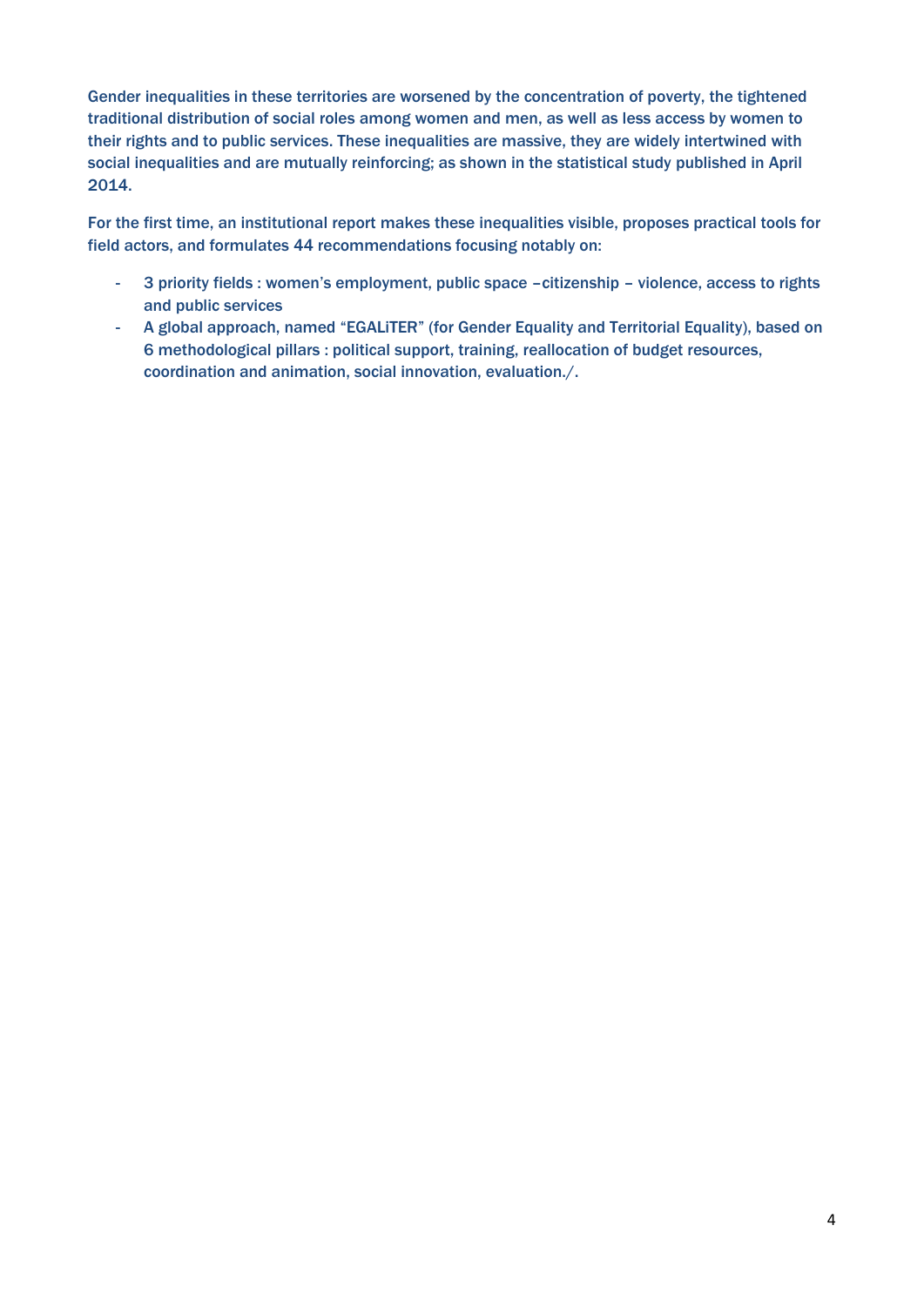Gender inequalities in these territories are worsened by the concentration of poverty, the tightened traditional distribution of social roles among women and men, as well as less access by women to their rights and to public services. These inequalities are massive, they are widely intertwined with social inequalities and are mutually reinforcing; as shown in the statistical study published in April 2014.

For the first time, an institutional report makes these inequalities visible, proposes practical tools for field actors, and formulates 44 recommendations focusing notably on:

- 3 priority fields : women's employment, public space –citizenship – violence, access to rights and public services
- A global approach, named "EGALiTER" (for Gender Equality and Territorial Equality), based on 6 methodological pillars : political support, training, reallocation of budget resources, coordination and animation, social innovation, evaluation./.